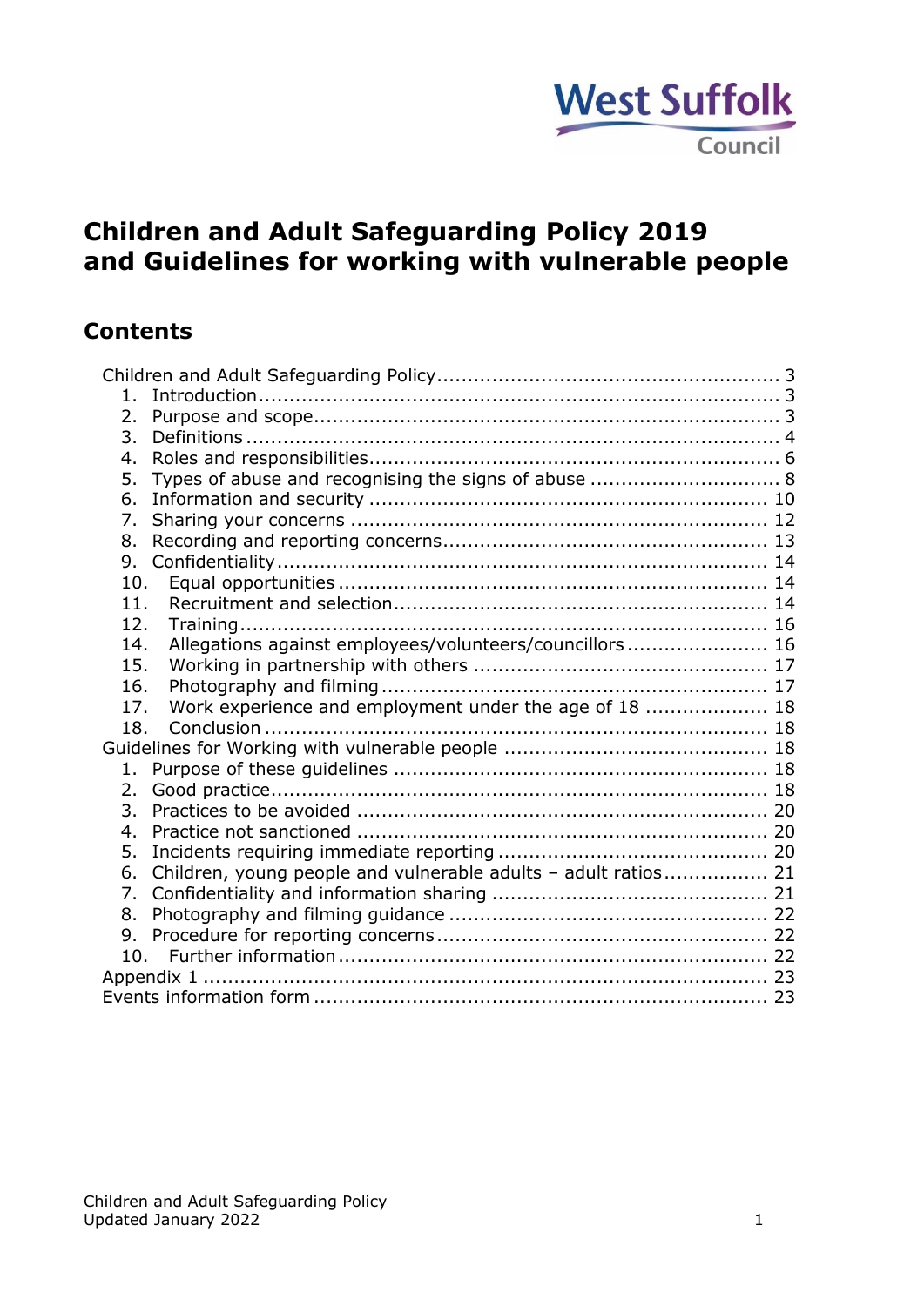West Suffolk Council

# Children and Adult Safeguarding Policy 2019 and Guidelines for working with vulnerable people

## Contents

Children and Adult Safeguarding Policy ........................................................ 3
1. Introduction .................................................................................... 3
2. Purpose and scope ........................................................................... 3
3. Definitions ...................................................................................... 4
4. Roles and responsibilities .................................................................. 6
5. Types of abuse and recognising the signs of abuse ............................... 8
6. Information and security ................................................................. 10
7. Sharing your concerns .................................................................... 12
8. Recording and reporting concerns ..................................................... 13
9. Confidentiality ............................................................................... 14
10. Equal opportunities ..................................................................... 14
11. Recruitment and selection ............................................................. 14
12. Training ..................................................................................... 16
14. Allegations against employees/volunteers/councillors ....................... 16
15. Working in partnership with others ............................................... 17
16. Photography and filming .............................................................. 17
17. Work experience and employment under the age of 18 .................... 18
18. Conclusion ................................................................................. 18

Guidelines for Working with vulnerable people ........................................... 18
1. Purpose of these guidelines ............................................................ 18
2. Good practice ................................................................................ 18
3. Practices to be avoided .................................................................. 20
4. Practice not sanctioned .................................................................. 20
5. Incidents requiring immediate reporting ............................................ 20
6. Children, young people and vulnerable adults – adult ratios ................. 21
7. Confidentiality and information sharing ............................................ 21
8. Photography and filming guidance .................................................... 22
9. Procedure for reporting concerns ..................................................... 22
10. Further information ...................................................................... 22

Appendix 1 ........................................................................................... 23

Events information form ......................................................................... 23

Children and Adult Safeguarding Policy
Updated January 2022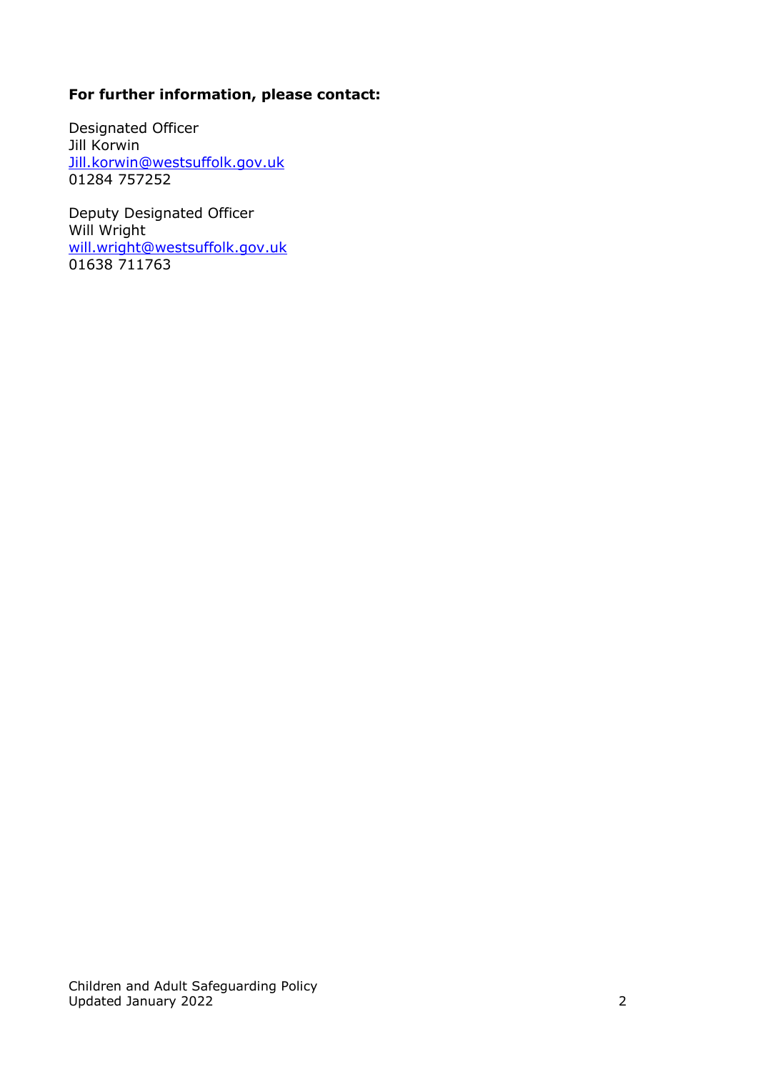**For further information, please contact:**

Designated Officer
Jill Korwin
Jill.korwin@westsuffolk.gov.uk
01284 757252

Deputy Designated Officer
Will Wright
will.wright@westsuffolk.gov.uk
01638 711763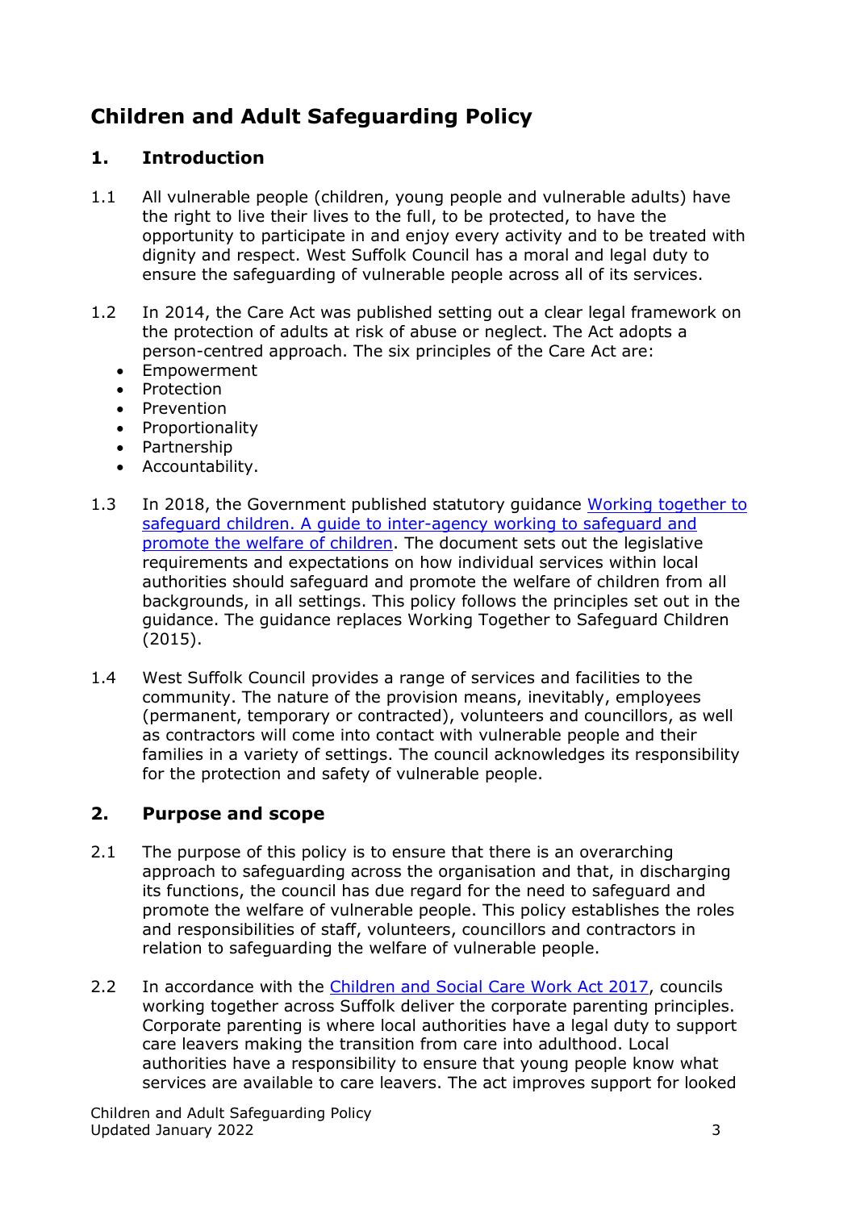# Children and Adult Safeguarding Policy

## 1. Introduction

1.1 All vulnerable people (children, young people and vulnerable adults) have the right to live their lives to the full, to be protected, to have the opportunity to participate in and enjoy every activity and to be treated with dignity and respect. West Suffolk Council has a moral and legal duty to ensure the safeguarding of vulnerable people across all of its services.

1.2 In 2014, the Care Act was published setting out a clear legal framework on the protection of adults at risk of abuse or neglect. The Act adopts a person-centred approach. The six principles of the Care Act are:

- Empowerment
- Protection
- Prevention
- Proportionality
- Partnership
- Accountability.

1.3 In 2018, the Government published statutory guidance [Working together to safeguard children. A guide to inter-agency working to safeguard and promote the welfare of children](). The document sets out the legislative requirements and expectations on how individual services within local authorities should safeguard and promote the welfare of children from all backgrounds, in all settings. This policy follows the principles set out in the guidance. The guidance replaces Working Together to Safeguard Children (2015).

1.4 West Suffolk Council provides a range of services and facilities to the community. The nature of the provision means, inevitably, employees (permanent, temporary or contracted), volunteers and councillors, as well as contractors will come into contact with vulnerable people and their families in a variety of settings. The council acknowledges its responsibility for the protection and safety of vulnerable people.

## 2. Purpose and scope

2.1 The purpose of this policy is to ensure that there is an overarching approach to safeguarding across the organisation and that, in discharging its functions, the council has due regard for the need to safeguard and promote the welfare of vulnerable people. This policy establishes the roles and responsibilities of staff, volunteers, councillors and contractors in relation to safeguarding the welfare of vulnerable people.

2.2 In accordance with the [Children and Social Care Work Act 2017](), councils working together across Suffolk deliver the corporate parenting principles. Corporate parenting is where local authorities have a legal duty to support care leavers making the transition from care into adulthood. Local authorities have a responsibility to ensure that young people know what services are available to care leavers. The act improves support for looked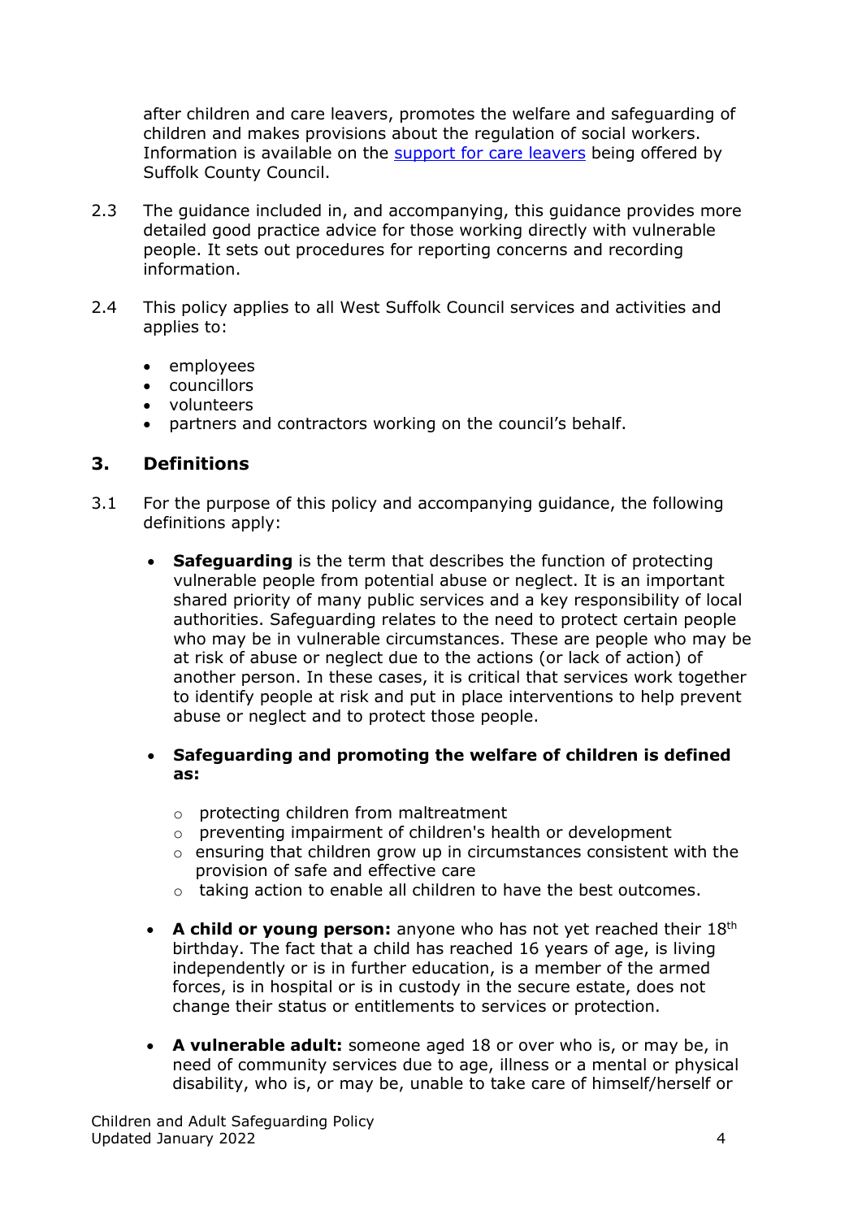after children and care leavers, promotes the welfare and safeguarding of children and makes provisions about the regulation of social workers. Information is available on the [support for care leavers] being offered by Suffolk County Council.

2.3 The guidance included in, and accompanying, this guidance provides more detailed good practice advice for those working directly with vulnerable people. It sets out procedures for reporting concerns and recording information.

2.4 This policy applies to all West Suffolk Council services and activities and applies to:

- employees
- councillors
- volunteers
- partners and contractors working on the council's behalf.

## 3. Definitions

3.1 For the purpose of this policy and accompanying guidance, the following definitions apply:

- **Safeguarding** is the term that describes the function of protecting vulnerable people from potential abuse or neglect. It is an important shared priority of many public services and a key responsibility of local authorities. Safeguarding relates to the need to protect certain people who may be in vulnerable circumstances. These are people who may be at risk of abuse or neglect due to the actions (or lack of action) of another person. In these cases, it is critical that services work together to identify people at risk and put in place interventions to help prevent abuse or neglect and to protect those people.

- **Safeguarding and promoting the welfare of children is defined as:**

  - protecting children from maltreatment
  - preventing impairment of children's health or development
  - ensuring that children grow up in circumstances consistent with the provision of safe and effective care
  - taking action to enable all children to have the best outcomes.

- **A child or young person:** anyone who has not yet reached their 18th birthday. The fact that a child has reached 16 years of age, is living independently or is in further education, is a member of the armed forces, is in hospital or is in custody in the secure estate, does not change their status or entitlements to services or protection.

- **A vulnerable adult:** someone aged 18 or over who is, or may be, in need of community services due to age, illness or a mental or physical disability, who is, or may be, unable to take care of himself/herself or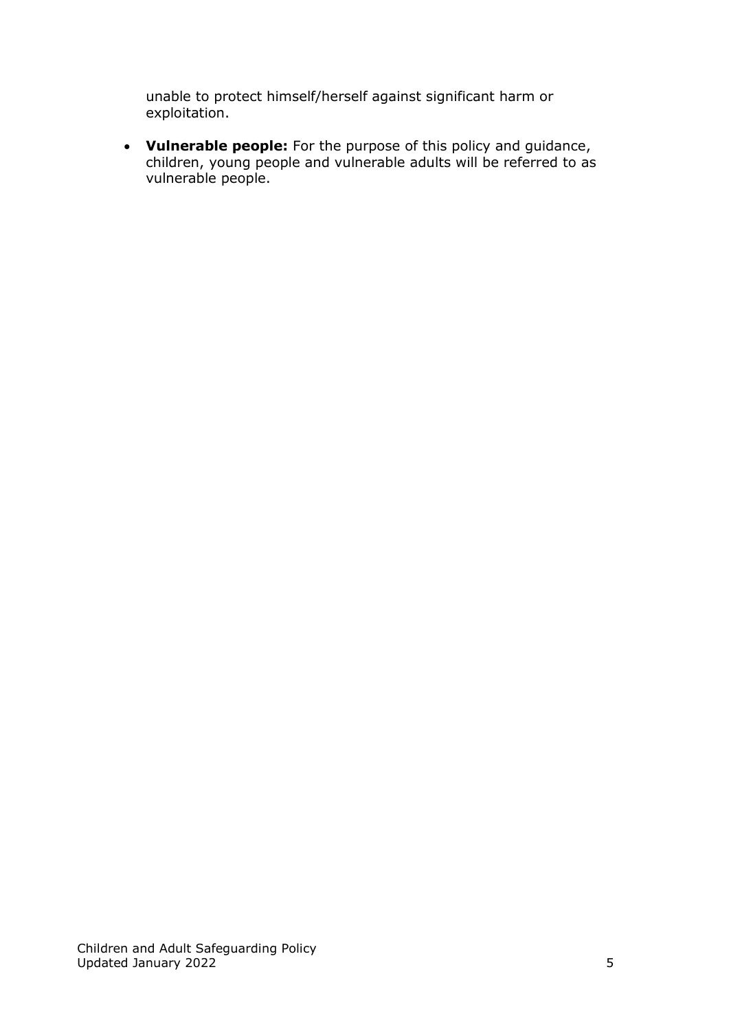unable to protect himself/herself against significant harm or exploitation.

- **Vulnerable people:** For the purpose of this policy and guidance, children, young people and vulnerable adults will be referred to as vulnerable people.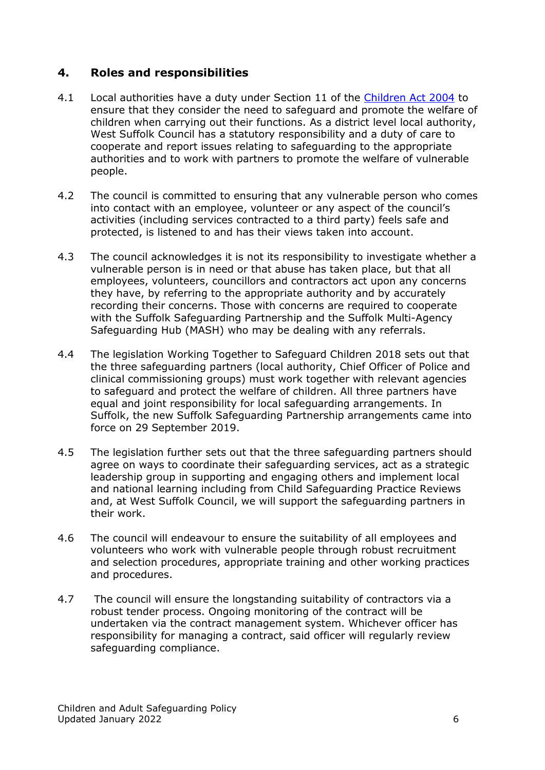## 4. Roles and responsibilities

4.1 Local authorities have a duty under Section 11 of the [Children Act 2004](Children Act 2004) to ensure that they consider the need to safeguard and promote the welfare of children when carrying out their functions. As a district level local authority, West Suffolk Council has a statutory responsibility and a duty of care to cooperate and report issues relating to safeguarding to the appropriate authorities and to work with partners to promote the welfare of vulnerable people.

4.2 The council is committed to ensuring that any vulnerable person who comes into contact with an employee, volunteer or any aspect of the council's activities (including services contracted to a third party) feels safe and protected, is listened to and has their views taken into account.

4.3 The council acknowledges it is not its responsibility to investigate whether a vulnerable person is in need or that abuse has taken place, but that all employees, volunteers, councillors and contractors act upon any concerns they have, by referring to the appropriate authority and by accurately recording their concerns. Those with concerns are required to cooperate with the Suffolk Safeguarding Partnership and the Suffolk Multi-Agency Safeguarding Hub (MASH) who may be dealing with any referrals.

4.4 The legislation Working Together to Safeguard Children 2018 sets out that the three safeguarding partners (local authority, Chief Officer of Police and clinical commissioning groups) must work together with relevant agencies to safeguard and protect the welfare of children. All three partners have equal and joint responsibility for local safeguarding arrangements. In Suffolk, the new Suffolk Safeguarding Partnership arrangements came into force on 29 September 2019.

4.5 The legislation further sets out that the three safeguarding partners should agree on ways to coordinate their safeguarding services, act as a strategic leadership group in supporting and engaging others and implement local and national learning including from Child Safeguarding Practice Reviews and, at West Suffolk Council, we will support the safeguarding partners in their work.

4.6 The council will endeavour to ensure the suitability of all employees and volunteers who work with vulnerable people through robust recruitment and selection procedures, appropriate training and other working practices and procedures.

4.7 The council will ensure the longstanding suitability of contractors via a robust tender process. Ongoing monitoring of the contract will be undertaken via the contract management system. Whichever officer has responsibility for managing a contract, said officer will regularly review safeguarding compliance.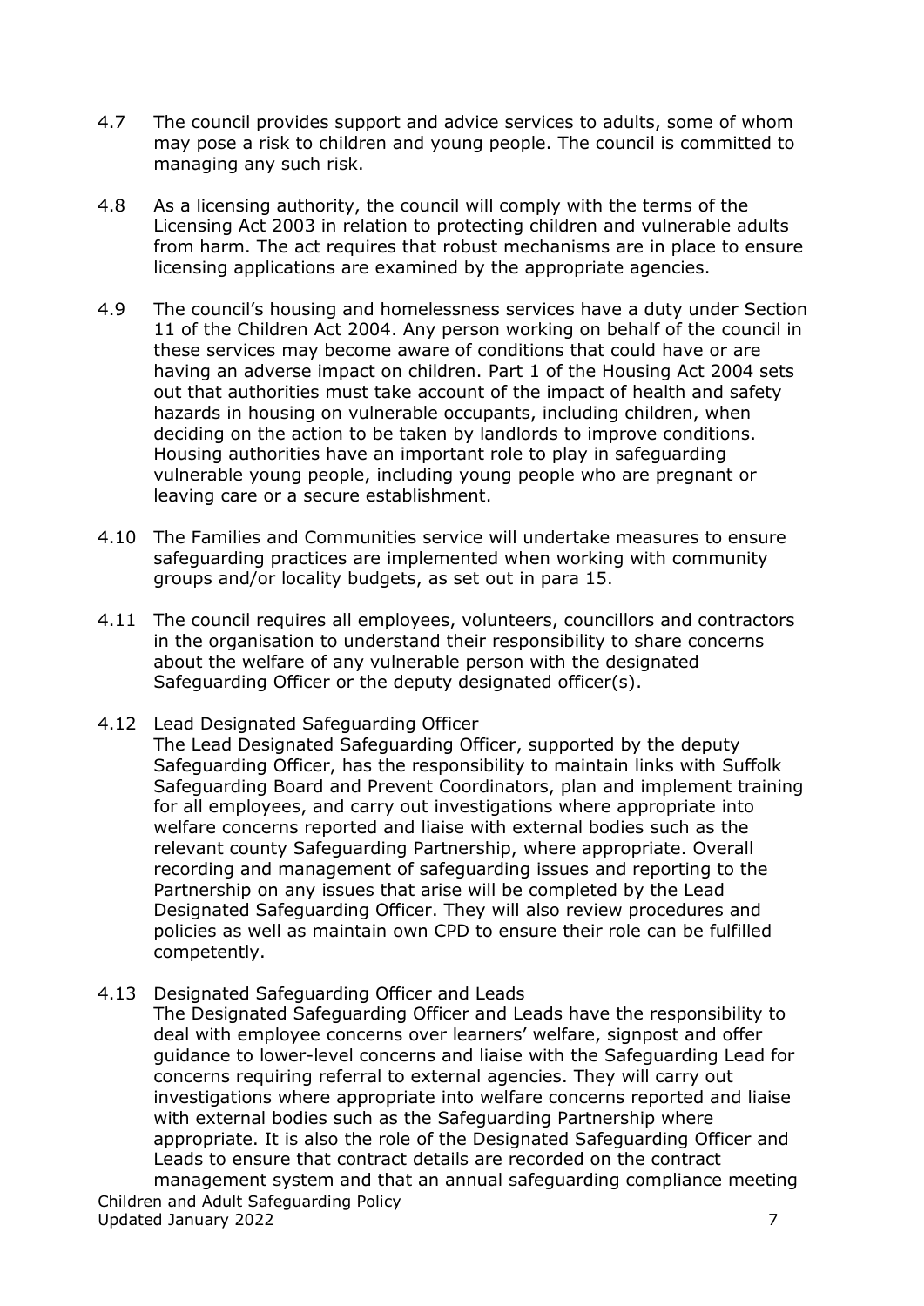4.7 The council provides support and advice services to adults, some of whom may pose a risk to children and young people. The council is committed to managing any such risk.

4.8 As a licensing authority, the council will comply with the terms of the Licensing Act 2003 in relation to protecting children and vulnerable adults from harm. The act requires that robust mechanisms are in place to ensure licensing applications are examined by the appropriate agencies.

4.9 The council's housing and homelessness services have a duty under Section 11 of the Children Act 2004. Any person working on behalf of the council in these services may become aware of conditions that could have or are having an adverse impact on children. Part 1 of the Housing Act 2004 sets out that authorities must take account of the impact of health and safety hazards in housing on vulnerable occupants, including children, when deciding on the action to be taken by landlords to improve conditions. Housing authorities have an important role to play in safeguarding vulnerable young people, including young people who are pregnant or leaving care or a secure establishment.

4.10 The Families and Communities service will undertake measures to ensure safeguarding practices are implemented when working with community groups and/or locality budgets, as set out in para 15.

4.11 The council requires all employees, volunteers, councillors and contractors in the organisation to understand their responsibility to share concerns about the welfare of any vulnerable person with the designated Safeguarding Officer or the deputy designated officer(s).

4.12 Lead Designated Safeguarding Officer

The Lead Designated Safeguarding Officer, supported by the deputy Safeguarding Officer, has the responsibility to maintain links with Suffolk Safeguarding Board and Prevent Coordinators, plan and implement training for all employees, and carry out investigations where appropriate into welfare concerns reported and liaise with external bodies such as the relevant county Safeguarding Partnership, where appropriate. Overall recording and management of safeguarding issues and reporting to the Partnership on any issues that arise will be completed by the Lead Designated Safeguarding Officer. They will also review procedures and policies as well as maintain own CPD to ensure their role can be fulfilled competently.

4.13 Designated Safeguarding Officer and Leads

The Designated Safeguarding Officer and Leads have the responsibility to deal with employee concerns over learners' welfare, signpost and offer guidance to lower-level concerns and liaise with the Safeguarding Lead for concerns requiring referral to external agencies. They will carry out investigations where appropriate into welfare concerns reported and liaise with external bodies such as the Safeguarding Partnership where appropriate. It is also the role of the Designated Safeguarding Officer and Leads to ensure that contract details are recorded on the contract management system and that an annual safeguarding compliance meeting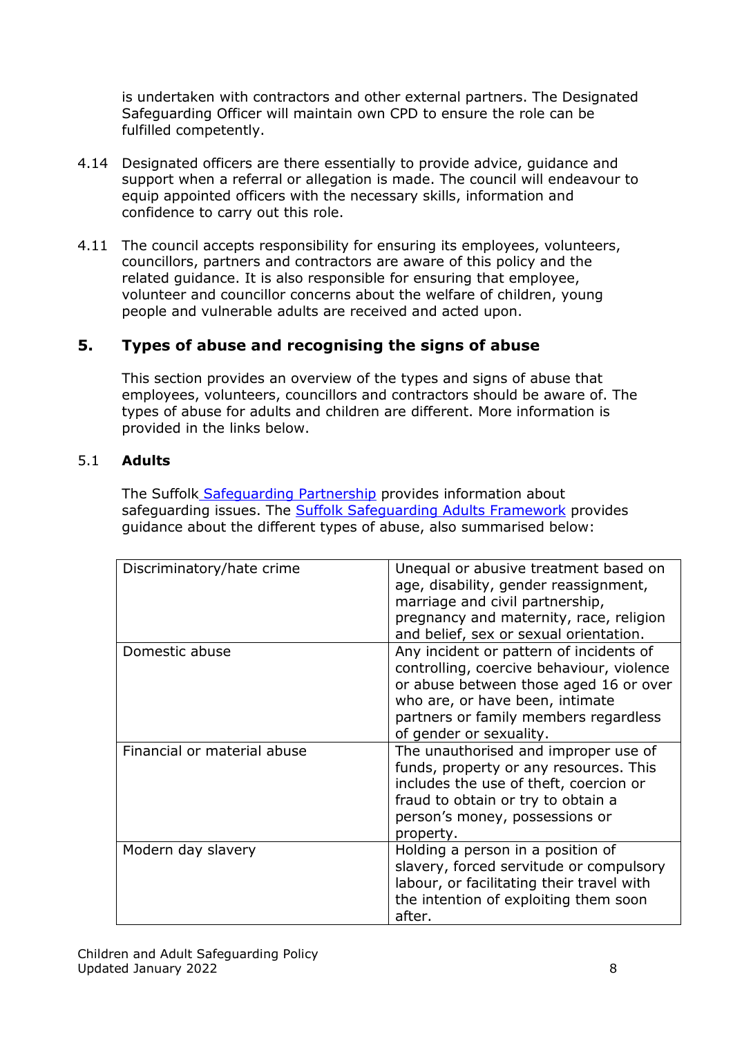is undertaken with contractors and other external partners. The Designated Safeguarding Officer will maintain own CPD to ensure the role can be fulfilled competently.

4.14 Designated officers are there essentially to provide advice, guidance and support when a referral or allegation is made. The council will endeavour to equip appointed officers with the necessary skills, information and confidence to carry out this role.

4.11 The council accepts responsibility for ensuring its employees, volunteers, councillors, partners and contractors are aware of this policy and the related guidance. It is also responsible for ensuring that employee, volunteer and councillor concerns about the welfare of children, young people and vulnerable adults are received and acted upon.

## 5. Types of abuse and recognising the signs of abuse

This section provides an overview of the types and signs of abuse that employees, volunteers, councillors and contractors should be aware of. The types of abuse for adults and children are different. More information is provided in the links below.

### 5.1 Adults

The Suffolk Safeguarding Partnership provides information about safeguarding issues. The Suffolk Safeguarding Adults Framework provides guidance about the different types of abuse, also summarised below:

| | |
|---|---|
| Discriminatory/hate crime | Unequal or abusive treatment based on age, disability, gender reassignment, marriage and civil partnership, pregnancy and maternity, race, religion and belief, sex or sexual orientation. |
| Domestic abuse | Any incident or pattern of incidents of controlling, coercive behaviour, violence or abuse between those aged 16 or over who are, or have been, intimate partners or family members regardless of gender or sexuality. |
| Financial or material abuse | The unauthorised and improper use of funds, property or any resources. This includes the use of theft, coercion or fraud to obtain or try to obtain a person's money, possessions or property. |
| Modern day slavery | Holding a person in a position of slavery, forced servitude or compulsory labour, or facilitating their travel with the intention of exploiting them soon after. |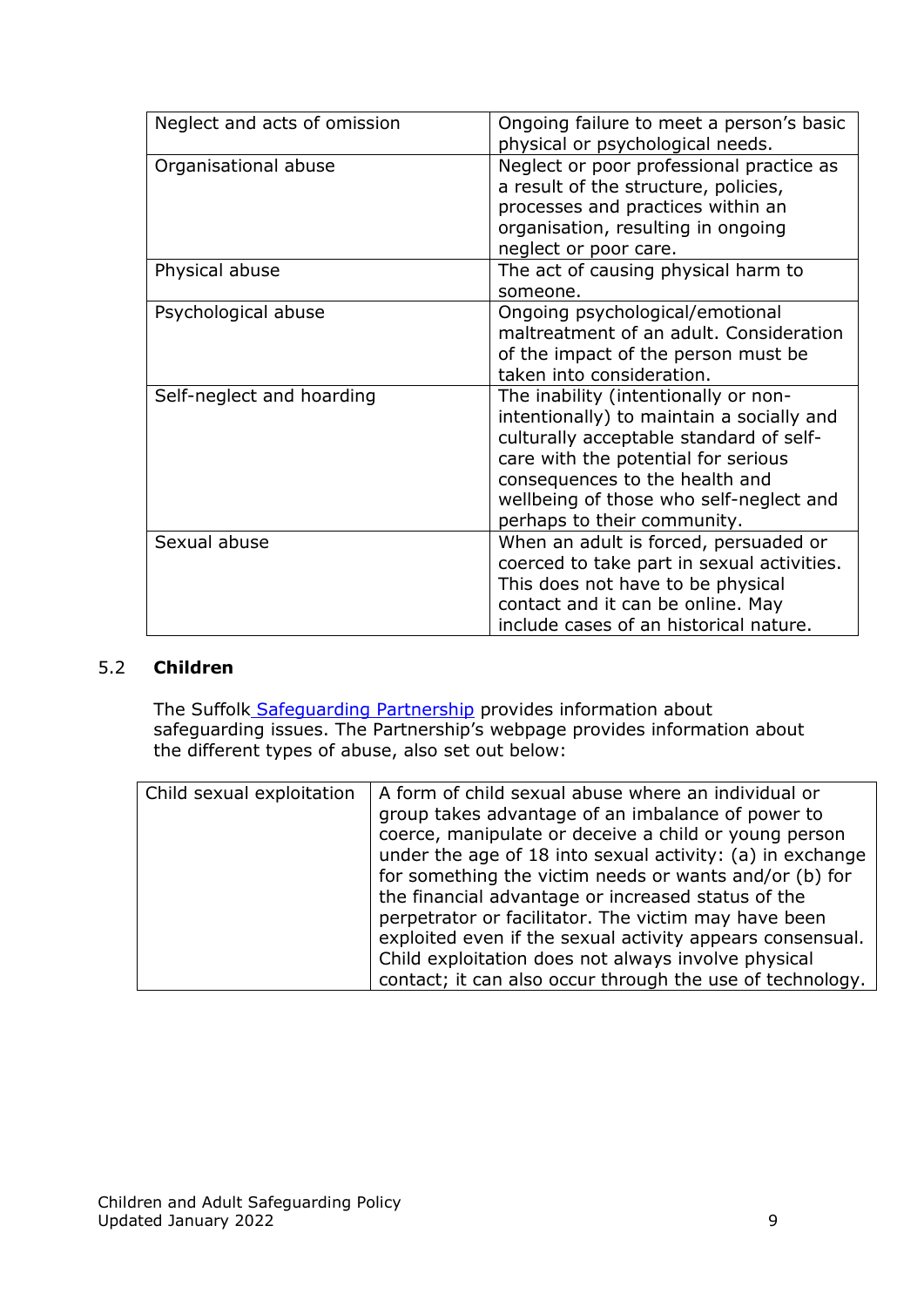| | |
|---|---|
| Neglect and acts of omission | Ongoing failure to meet a person's basic physical or psychological needs. |
| Organisational abuse | Neglect or poor professional practice as a result of the structure, policies, processes and practices within an organisation, resulting in ongoing neglect or poor care. |
| Physical abuse | The act of causing physical harm to someone. |
| Psychological abuse | Ongoing psychological/emotional maltreatment of an adult. Consideration of the impact of the person must be taken into consideration. |
| Self-neglect and hoarding | The inability (intentionally or non-intentionally) to maintain a socially and culturally acceptable standard of self-care with the potential for serious consequences to the health and wellbeing of those who self-neglect and perhaps to their community. |
| Sexual abuse | When an adult is forced, persuaded or coerced to take part in sexual activities. This does not have to be physical contact and it can be online. May include cases of an historical nature. |

### 5.2 Children

The Suffolk Safeguarding Partnership provides information about safeguarding issues. The Partnership's webpage provides information about the different types of abuse, also set out below:

| | |
|---|---|
| Child sexual exploitation | A form of child sexual abuse where an individual or group takes advantage of an imbalance of power to coerce, manipulate or deceive a child or young person under the age of 18 into sexual activity: (a) in exchange for something the victim needs or wants and/or (b) for the financial advantage or increased status of the perpetrator or facilitator. The victim may have been exploited even if the sexual activity appears consensual. Child exploitation does not always involve physical contact; it can also occur through the use of technology. |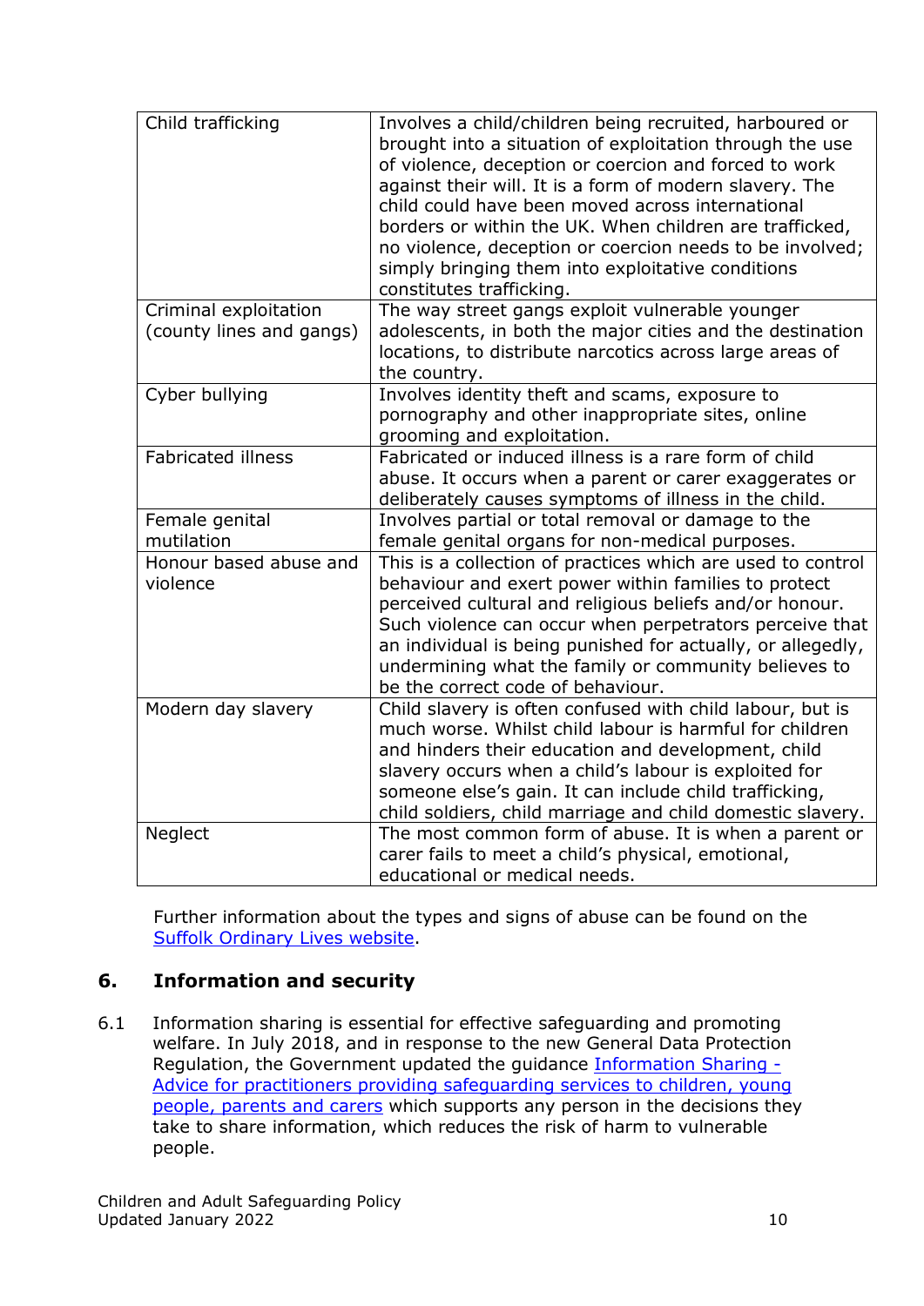| | |
|---|---|
| Child trafficking | Involves a child/children being recruited, harboured or brought into a situation of exploitation through the use of violence, deception or coercion and forced to work against their will. It is a form of modern slavery. The child could have been moved across international borders or within the UK. When children are trafficked, no violence, deception or coercion needs to be involved; simply bringing them into exploitative conditions constitutes trafficking. |
| Criminal exploitation (county lines and gangs) | The way street gangs exploit vulnerable younger adolescents, in both the major cities and the destination locations, to distribute narcotics across large areas of the country. |
| Cyber bullying | Involves identity theft and scams, exposure to pornography and other inappropriate sites, online grooming and exploitation. |
| Fabricated illness | Fabricated or induced illness is a rare form of child abuse. It occurs when a parent or carer exaggerates or deliberately causes symptoms of illness in the child. |
| Female genital mutilation | Involves partial or total removal or damage to the female genital organs for non-medical purposes. |
| Honour based abuse and violence | This is a collection of practices which are used to control behaviour and exert power within families to protect perceived cultural and religious beliefs and/or honour. Such violence can occur when perpetrators perceive that an individual is being punished for actually, or allegedly, undermining what the family or community believes to be the correct code of behaviour. |
| Modern day slavery | Child slavery is often confused with child labour, but is much worse. Whilst child labour is harmful for children and hinders their education and development, child slavery occurs when a child's labour is exploited for someone else's gain. It can include child trafficking, child soldiers, child marriage and child domestic slavery. |
| Neglect | The most common form of abuse. It is when a parent or carer fails to meet a child's physical, emotional, educational or medical needs. |

Further information about the types and signs of abuse can be found on the Suffolk Ordinary Lives website.

## 6. Information and security

6.1 Information sharing is essential for effective safeguarding and promoting welfare. In July 2018, and in response to the new General Data Protection Regulation, the Government updated the guidance Information Sharing - Advice for practitioners providing safeguarding services to children, young people, parents and carers which supports any person in the decisions they take to share information, which reduces the risk of harm to vulnerable people.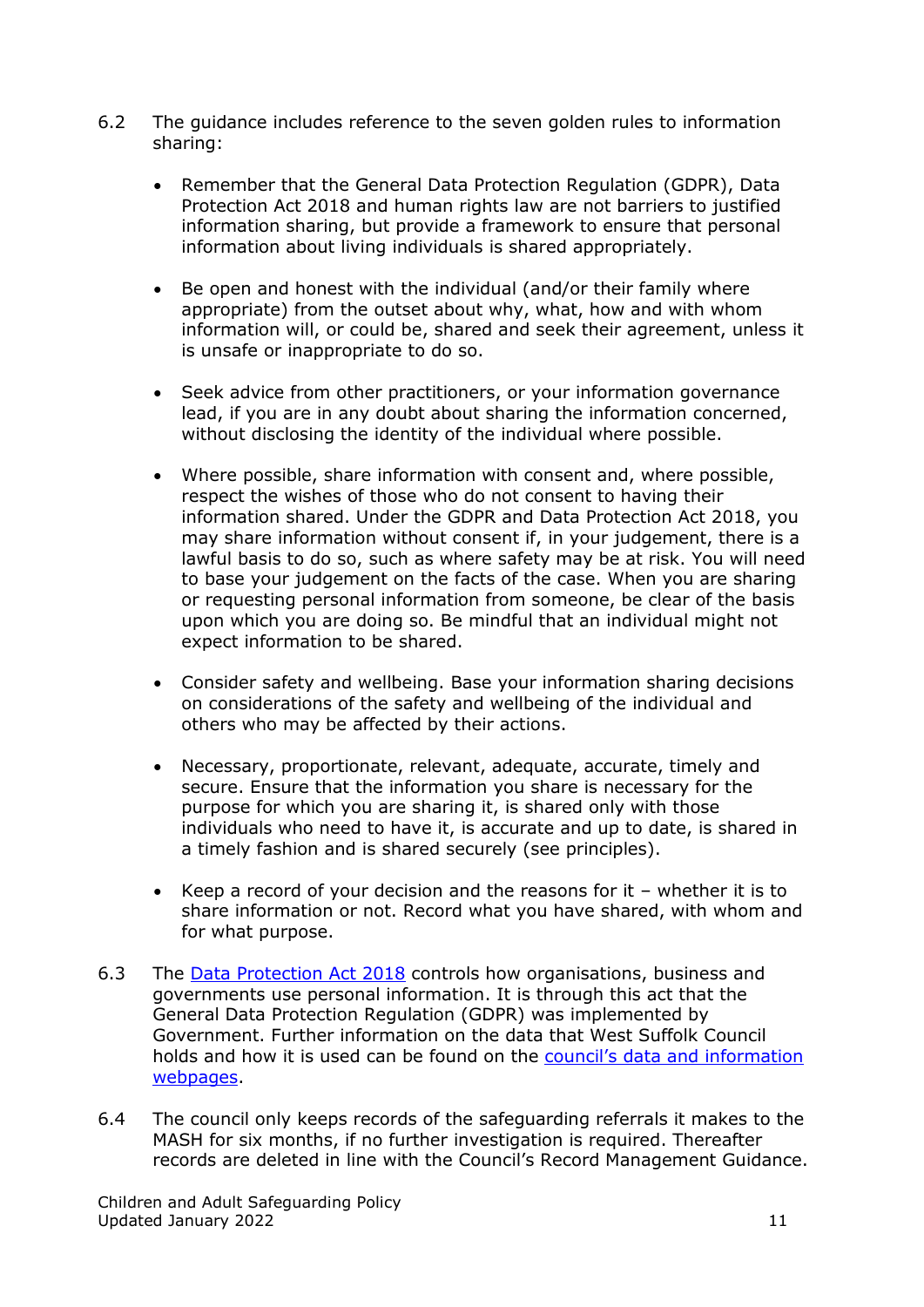6.2 The guidance includes reference to the seven golden rules to information sharing:

- Remember that the General Data Protection Regulation (GDPR), Data Protection Act 2018 and human rights law are not barriers to justified information sharing, but provide a framework to ensure that personal information about living individuals is shared appropriately.
- Be open and honest with the individual (and/or their family where appropriate) from the outset about why, what, how and with whom information will, or could be, shared and seek their agreement, unless it is unsafe or inappropriate to do so.
- Seek advice from other practitioners, or your information governance lead, if you are in any doubt about sharing the information concerned, without disclosing the identity of the individual where possible.
- Where possible, share information with consent and, where possible, respect the wishes of those who do not consent to having their information shared. Under the GDPR and Data Protection Act 2018, you may share information without consent if, in your judgement, there is a lawful basis to do so, such as where safety may be at risk. You will need to base your judgement on the facts of the case. When you are sharing or requesting personal information from someone, be clear of the basis upon which you are doing so. Be mindful that an individual might not expect information to be shared.
- Consider safety and wellbeing. Base your information sharing decisions on considerations of the safety and wellbeing of the individual and others who may be affected by their actions.
- Necessary, proportionate, relevant, adequate, accurate, timely and secure. Ensure that the information you share is necessary for the purpose for which you are sharing it, is shared only with those individuals who need to have it, is accurate and up to date, is shared in a timely fashion and is shared securely (see principles).
- Keep a record of your decision and the reasons for it – whether it is to share information or not. Record what you have shared, with whom and for what purpose.

6.3 The [Data Protection Act 2018](#) controls how organisations, business and governments use personal information. It is through this act that the General Data Protection Regulation (GDPR) was implemented by Government. Further information on the data that West Suffolk Council holds and how it is used can be found on the [council's data and information webpages](#).

6.4 The council only keeps records of the safeguarding referrals it makes to the MASH for six months, if no further investigation is required. Thereafter records are deleted in line with the Council's Record Management Guidance.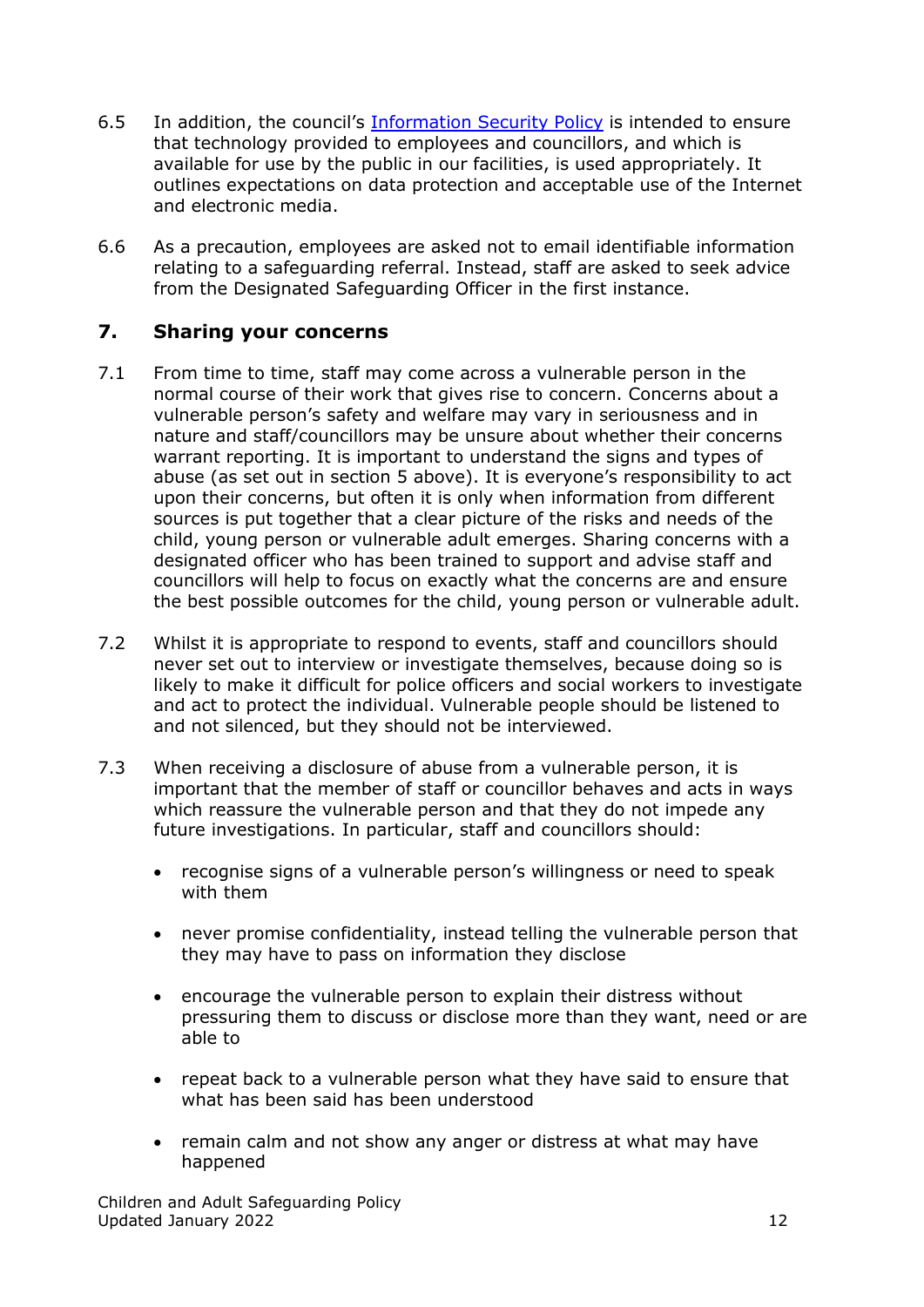6.5 In addition, the council's [Information Security Policy](#) is intended to ensure that technology provided to employees and councillors, and which is available for use by the public in our facilities, is used appropriately. It outlines expectations on data protection and acceptable use of the Internet and electronic media.

6.6 As a precaution, employees are asked not to email identifiable information relating to a safeguarding referral. Instead, staff are asked to seek advice from the Designated Safeguarding Officer in the first instance.

## 7. Sharing your concerns

7.1 From time to time, staff may come across a vulnerable person in the normal course of their work that gives rise to concern. Concerns about a vulnerable person's safety and welfare may vary in seriousness and in nature and staff/councillors may be unsure about whether their concerns warrant reporting. It is important to understand the signs and types of abuse (as set out in section 5 above). It is everyone's responsibility to act upon their concerns, but often it is only when information from different sources is put together that a clear picture of the risks and needs of the child, young person or vulnerable adult emerges. Sharing concerns with a designated officer who has been trained to support and advise staff and councillors will help to focus on exactly what the concerns are and ensure the best possible outcomes for the child, young person or vulnerable adult.

7.2 Whilst it is appropriate to respond to events, staff and councillors should never set out to interview or investigate themselves, because doing so is likely to make it difficult for police officers and social workers to investigate and act to protect the individual. Vulnerable people should be listened to and not silenced, but they should not be interviewed.

7.3 When receiving a disclosure of abuse from a vulnerable person, it is important that the member of staff or councillor behaves and acts in ways which reassure the vulnerable person and that they do not impede any future investigations. In particular, staff and councillors should:

- recognise signs of a vulnerable person's willingness or need to speak with them
- never promise confidentiality, instead telling the vulnerable person that they may have to pass on information they disclose
- encourage the vulnerable person to explain their distress without pressuring them to discuss or disclose more than they want, need or are able to
- repeat back to a vulnerable person what they have said to ensure that what has been said has been understood
- remain calm and not show any anger or distress at what may have happened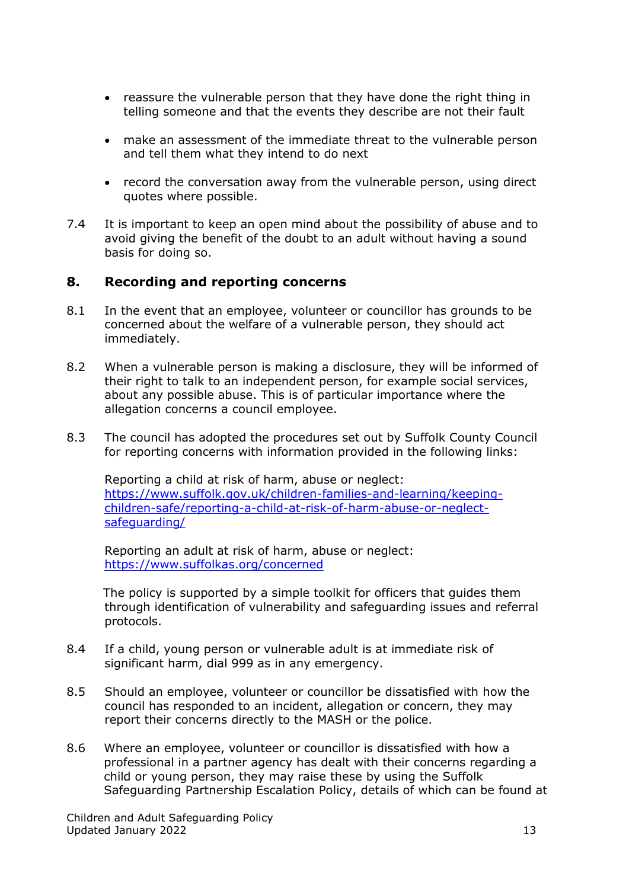- reassure the vulnerable person that they have done the right thing in telling someone and that the events they describe are not their fault
- make an assessment of the immediate threat to the vulnerable person and tell them what they intend to do next
- record the conversation away from the vulnerable person, using direct quotes where possible.

7.4 It is important to keep an open mind about the possibility of abuse and to avoid giving the benefit of the doubt to an adult without having a sound basis for doing so.

## 8. Recording and reporting concerns

8.1 In the event that an employee, volunteer or councillor has grounds to be concerned about the welfare of a vulnerable person, they should act immediately.

8.2 When a vulnerable person is making a disclosure, they will be informed of their right to talk to an independent person, for example social services, about any possible abuse. This is of particular importance where the allegation concerns a council employee.

8.3 The council has adopted the procedures set out by Suffolk County Council for reporting concerns with information provided in the following links:

Reporting a child at risk of harm, abuse or neglect:
[https://www.suffolk.gov.uk/children-families-and-learning/keeping-children-safe/reporting-a-child-at-risk-of-harm-abuse-or-neglect-safeguarding/](https://www.suffolk.gov.uk/children-families-and-learning/keeping-children-safe/reporting-a-child-at-risk-of-harm-abuse-or-neglect-safeguarding/)

Reporting an adult at risk of harm, abuse or neglect:
[https://www.suffolkas.org/concerned](https://www.suffolkas.org/concerned)

The policy is supported by a simple toolkit for officers that guides them through identification of vulnerability and safeguarding issues and referral protocols.

8.4 If a child, young person or vulnerable adult is at immediate risk of significant harm, dial 999 as in any emergency.

8.5 Should an employee, volunteer or councillor be dissatisfied with how the council has responded to an incident, allegation or concern, they may report their concerns directly to the MASH or the police.

8.6 Where an employee, volunteer or councillor is dissatisfied with how a professional in a partner agency has dealt with their concerns regarding a child or young person, they may raise these by using the Suffolk Safeguarding Partnership Escalation Policy, details of which can be found at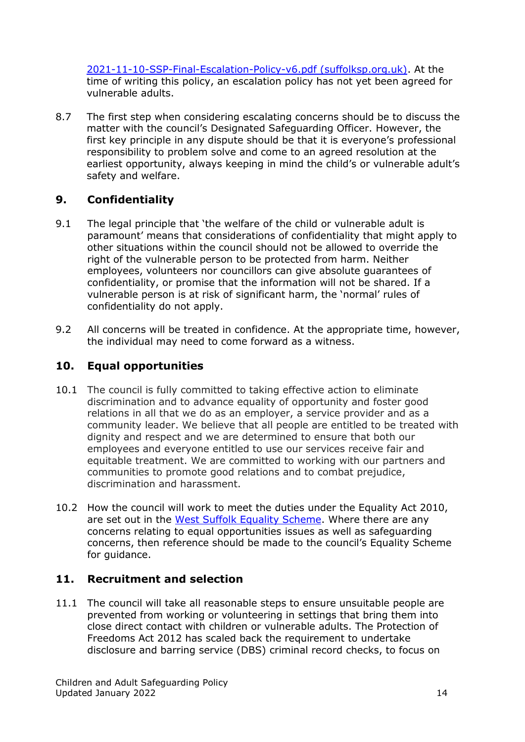2021-11-10-SSP-Final-Escalation-Policy-v6.pdf (suffolksp.org.uk). At the time of writing this policy, an escalation policy has not yet been agreed for vulnerable adults.

8.7 The first step when considering escalating concerns should be to discuss the matter with the council's Designated Safeguarding Officer. However, the first key principle in any dispute should be that it is everyone's professional responsibility to problem solve and come to an agreed resolution at the earliest opportunity, always keeping in mind the child's or vulnerable adult's safety and welfare.

## 9. Confidentiality

9.1 The legal principle that 'the welfare of the child or vulnerable adult is paramount' means that considerations of confidentiality that might apply to other situations within the council should not be allowed to override the right of the vulnerable person to be protected from harm. Neither employees, volunteers nor councillors can give absolute guarantees of confidentiality, or promise that the information will not be shared. If a vulnerable person is at risk of significant harm, the 'normal' rules of confidentiality do not apply.

9.2 All concerns will be treated in confidence. At the appropriate time, however, the individual may need to come forward as a witness.

## 10. Equal opportunities

10.1 The council is fully committed to taking effective action to eliminate discrimination and to advance equality of opportunity and foster good relations in all that we do as an employer, a service provider and as a community leader. We believe that all people are entitled to be treated with dignity and respect and we are determined to ensure that both our employees and everyone entitled to use our services receive fair and equitable treatment. We are committed to working with our partners and communities to promote good relations and to combat prejudice, discrimination and harassment.

10.2 How the council will work to meet the duties under the Equality Act 2010, are set out in the West Suffolk Equality Scheme. Where there are any concerns relating to equal opportunities issues as well as safeguarding concerns, then reference should be made to the council's Equality Scheme for guidance.

## 11. Recruitment and selection

11.1 The council will take all reasonable steps to ensure unsuitable people are prevented from working or volunteering in settings that bring them into close direct contact with children or vulnerable adults. The Protection of Freedoms Act 2012 has scaled back the requirement to undertake disclosure and barring service (DBS) criminal record checks, to focus on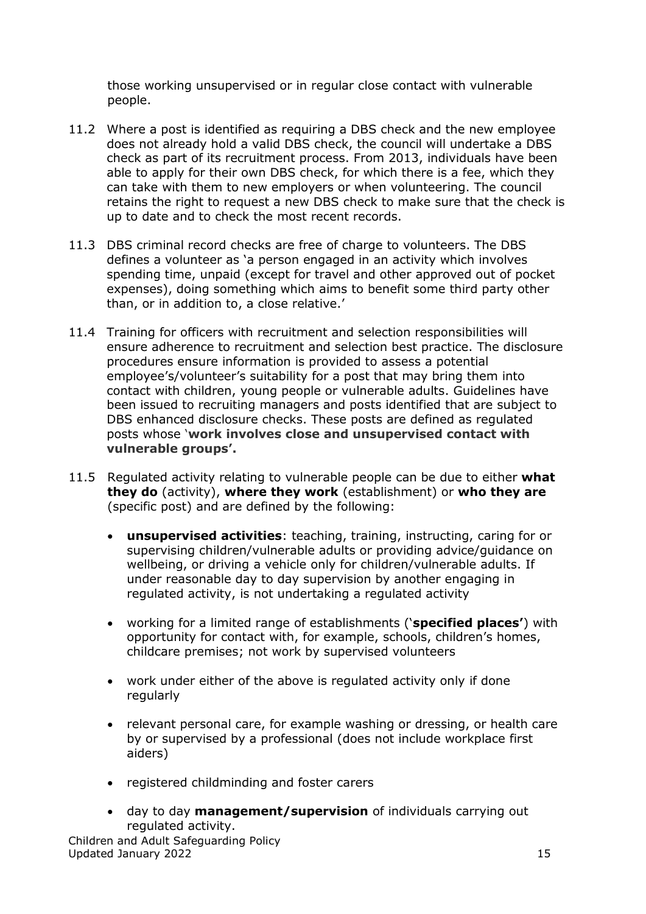those working unsupervised or in regular close contact with vulnerable people.

11.2 Where a post is identified as requiring a DBS check and the new employee does not already hold a valid DBS check, the council will undertake a DBS check as part of its recruitment process. From 2013, individuals have been able to apply for their own DBS check, for which there is a fee, which they can take with them to new employers or when volunteering. The council retains the right to request a new DBS check to make sure that the check is up to date and to check the most recent records.

11.3 DBS criminal record checks are free of charge to volunteers. The DBS defines a volunteer as 'a person engaged in an activity which involves spending time, unpaid (except for travel and other approved out of pocket expenses), doing something which aims to benefit some third party other than, or in addition to, a close relative.'

11.4 Training for officers with recruitment and selection responsibilities will ensure adherence to recruitment and selection best practice. The disclosure procedures ensure information is provided to assess a potential employee's/volunteer's suitability for a post that may bring them into contact with children, young people or vulnerable adults. Guidelines have been issued to recruiting managers and posts identified that are subject to DBS enhanced disclosure checks. These posts are defined as regulated posts whose '**work involves close and unsupervised contact with vulnerable groups'.**

11.5 Regulated activity relating to vulnerable people can be due to either **what they do** (activity), **where they work** (establishment) or **who they are** (specific post) and are defined by the following:

- **unsupervised activities**: teaching, training, instructing, caring for or supervising children/vulnerable adults or providing advice/guidance on wellbeing, or driving a vehicle only for children/vulnerable adults. If under reasonable day to day supervision by another engaging in regulated activity, is not undertaking a regulated activity
- working for a limited range of establishments ('**specified places'**) with opportunity for contact with, for example, schools, children's homes, childcare premises; not work by supervised volunteers
- work under either of the above is regulated activity only if done regularly
- relevant personal care, for example washing or dressing, or health care by or supervised by a professional (does not include workplace first aiders)
- registered childminding and foster carers
- day to day **management/supervision** of individuals carrying out regulated activity.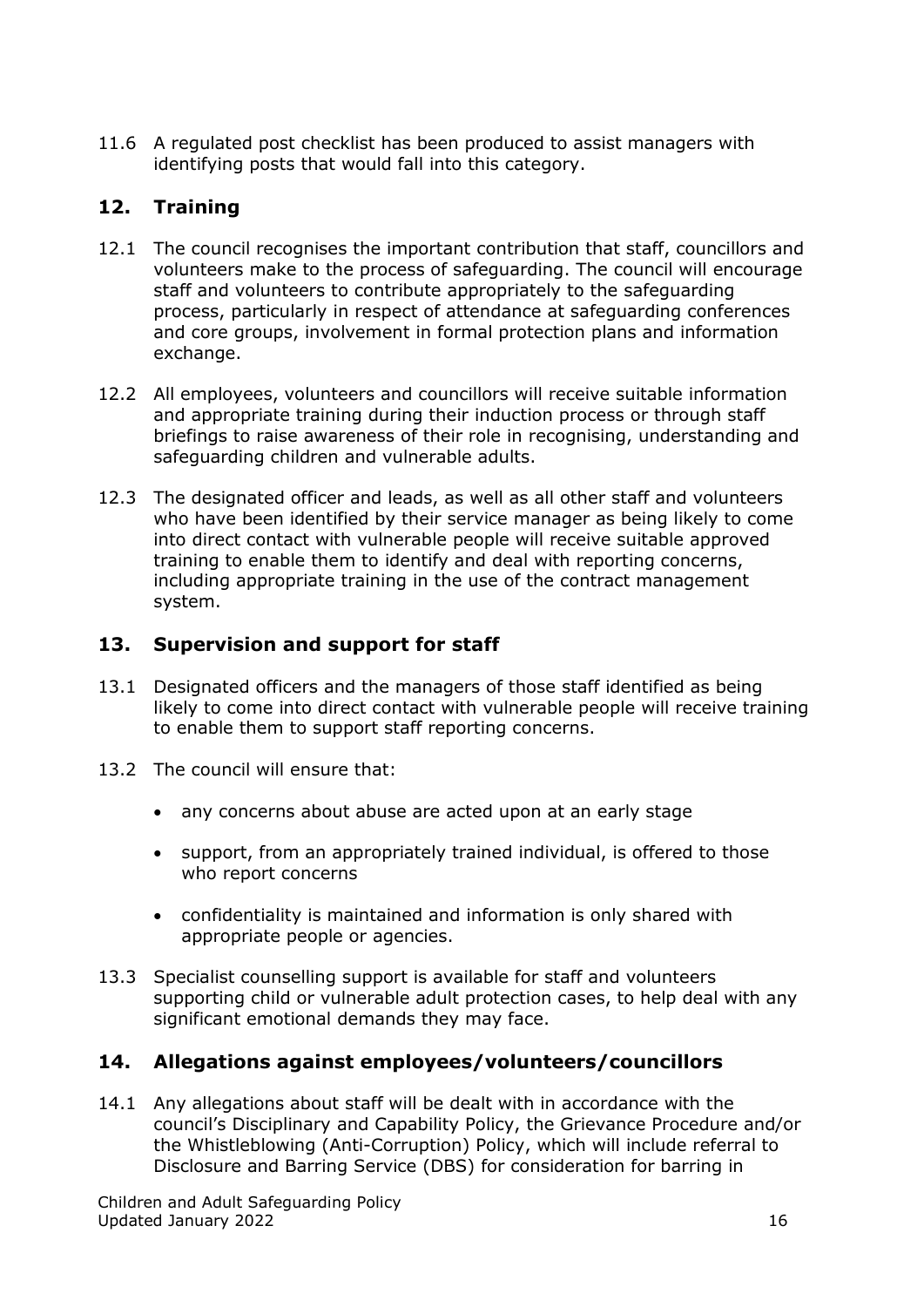11.6 A regulated post checklist has been produced to assist managers with identifying posts that would fall into this category.

## 12. Training

12.1 The council recognises the important contribution that staff, councillors and volunteers make to the process of safeguarding. The council will encourage staff and volunteers to contribute appropriately to the safeguarding process, particularly in respect of attendance at safeguarding conferences and core groups, involvement in formal protection plans and information exchange.

12.2 All employees, volunteers and councillors will receive suitable information and appropriate training during their induction process or through staff briefings to raise awareness of their role in recognising, understanding and safeguarding children and vulnerable adults.

12.3 The designated officer and leads, as well as all other staff and volunteers who have been identified by their service manager as being likely to come into direct contact with vulnerable people will receive suitable approved training to enable them to identify and deal with reporting concerns, including appropriate training in the use of the contract management system.

## 13. Supervision and support for staff

13.1 Designated officers and the managers of those staff identified as being likely to come into direct contact with vulnerable people will receive training to enable them to support staff reporting concerns.

13.2 The council will ensure that:

- any concerns about abuse are acted upon at an early stage
- support, from an appropriately trained individual, is offered to those who report concerns
- confidentiality is maintained and information is only shared with appropriate people or agencies.

13.3 Specialist counselling support is available for staff and volunteers supporting child or vulnerable adult protection cases, to help deal with any significant emotional demands they may face.

## 14. Allegations against employees/volunteers/councillors

14.1 Any allegations about staff will be dealt with in accordance with the council's Disciplinary and Capability Policy, the Grievance Procedure and/or the Whistleblowing (Anti-Corruption) Policy, which will include referral to Disclosure and Barring Service (DBS) for consideration for barring in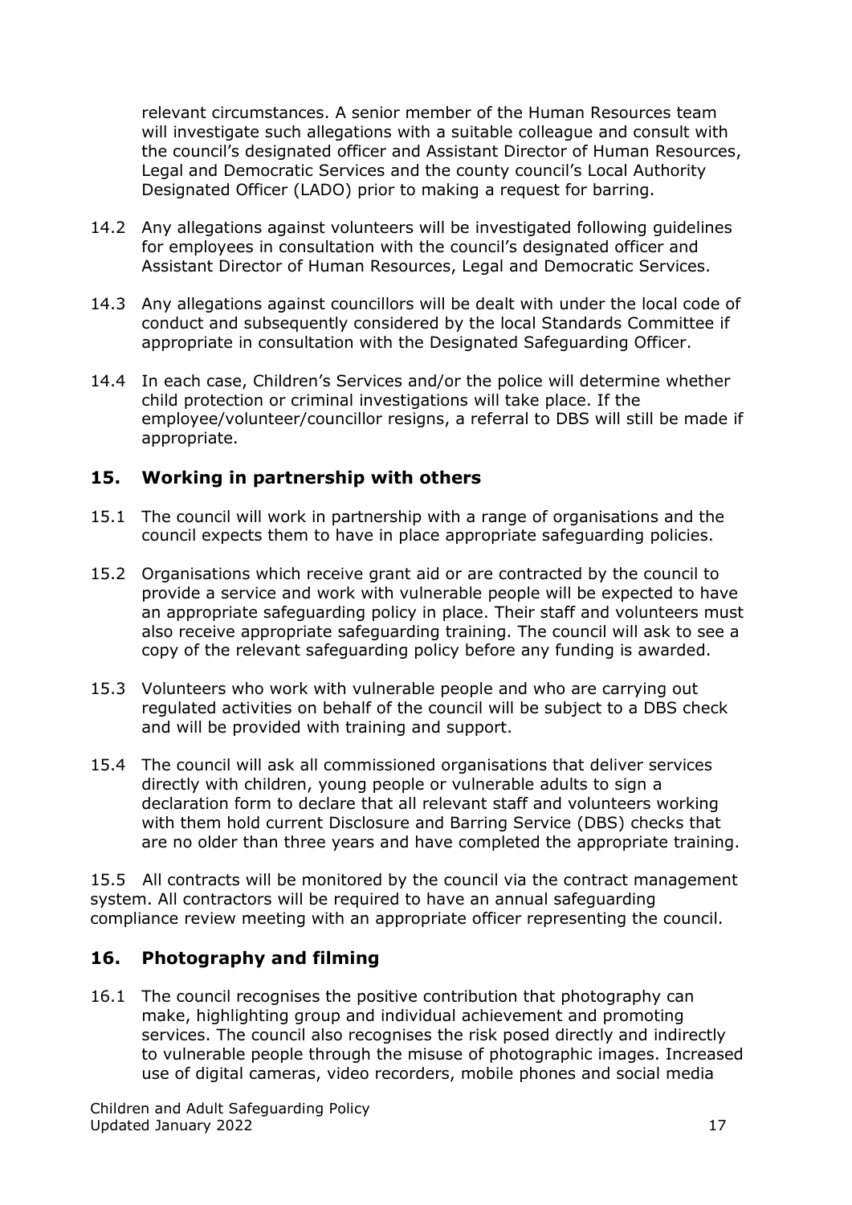relevant circumstances. A senior member of the Human Resources team will investigate such allegations with a suitable colleague and consult with the council's designated officer and Assistant Director of Human Resources, Legal and Democratic Services and the county council's Local Authority Designated Officer (LADO) prior to making a request for barring.

14.2 Any allegations against volunteers will be investigated following guidelines for employees in consultation with the council's designated officer and Assistant Director of Human Resources, Legal and Democratic Services.

14.3 Any allegations against councillors will be dealt with under the local code of conduct and subsequently considered by the local Standards Committee if appropriate in consultation with the Designated Safeguarding Officer.

14.4 In each case, Children's Services and/or the police will determine whether child protection or criminal investigations will take place. If the employee/volunteer/councillor resigns, a referral to DBS will still be made if appropriate.

## 15. Working in partnership with others

15.1 The council will work in partnership with a range of organisations and the council expects them to have in place appropriate safeguarding policies.

15.2 Organisations which receive grant aid or are contracted by the council to provide a service and work with vulnerable people will be expected to have an appropriate safeguarding policy in place. Their staff and volunteers must also receive appropriate safeguarding training. The council will ask to see a copy of the relevant safeguarding policy before any funding is awarded.

15.3 Volunteers who work with vulnerable people and who are carrying out regulated activities on behalf of the council will be subject to a DBS check and will be provided with training and support.

15.4 The council will ask all commissioned organisations that deliver services directly with children, young people or vulnerable adults to sign a declaration form to declare that all relevant staff and volunteers working with them hold current Disclosure and Barring Service (DBS) checks that are no older than three years and have completed the appropriate training.

15.5 All contracts will be monitored by the council via the contract management system. All contractors will be required to have an annual safeguarding compliance review meeting with an appropriate officer representing the council.

## 16. Photography and filming

16.1 The council recognises the positive contribution that photography can make, highlighting group and individual achievement and promoting services. The council also recognises the risk posed directly and indirectly to vulnerable people through the misuse of photographic images. Increased use of digital cameras, video recorders, mobile phones and social media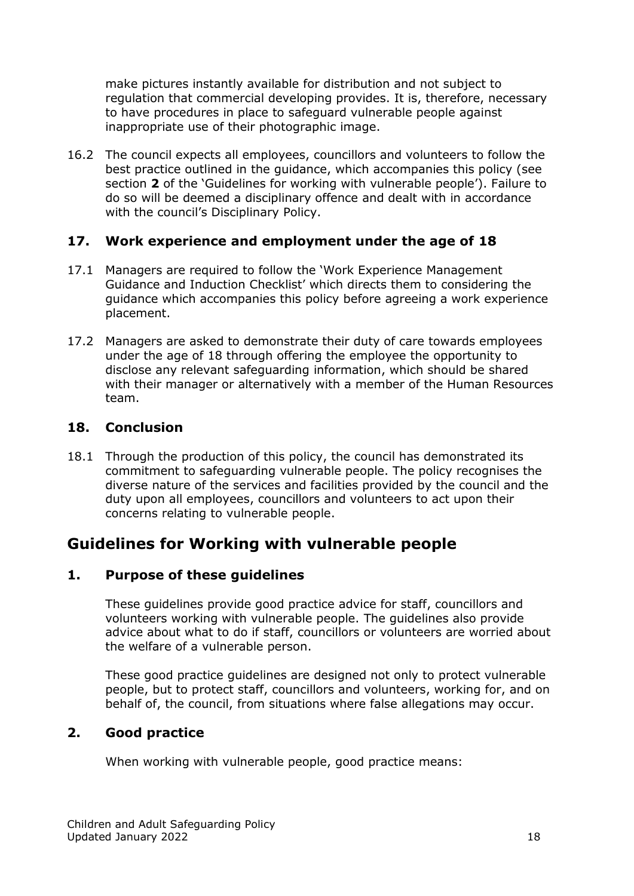make pictures instantly available for distribution and not subject to regulation that commercial developing provides. It is, therefore, necessary to have procedures in place to safeguard vulnerable people against inappropriate use of their photographic image.

16.2 The council expects all employees, councillors and volunteers to follow the best practice outlined in the guidance, which accompanies this policy (see section **2** of the 'Guidelines for working with vulnerable people'). Failure to do so will be deemed a disciplinary offence and dealt with in accordance with the council's Disciplinary Policy.

### 17. Work experience and employment under the age of 18

17.1 Managers are required to follow the 'Work Experience Management Guidance and Induction Checklist' which directs them to considering the guidance which accompanies this policy before agreeing a work experience placement.

17.2 Managers are asked to demonstrate their duty of care towards employees under the age of 18 through offering the employee the opportunity to disclose any relevant safeguarding information, which should be shared with their manager or alternatively with a member of the Human Resources team.

### 18. Conclusion

18.1 Through the production of this policy, the council has demonstrated its commitment to safeguarding vulnerable people. The policy recognises the diverse nature of the services and facilities provided by the council and the duty upon all employees, councillors and volunteers to act upon their concerns relating to vulnerable people.

## Guidelines for Working with vulnerable people

### 1. Purpose of these guidelines

These guidelines provide good practice advice for staff, councillors and volunteers working with vulnerable people. The guidelines also provide advice about what to do if staff, councillors or volunteers are worried about the welfare of a vulnerable person.

These good practice guidelines are designed not only to protect vulnerable people, but to protect staff, councillors and volunteers, working for, and on behalf of, the council, from situations where false allegations may occur.

### 2. Good practice

When working with vulnerable people, good practice means: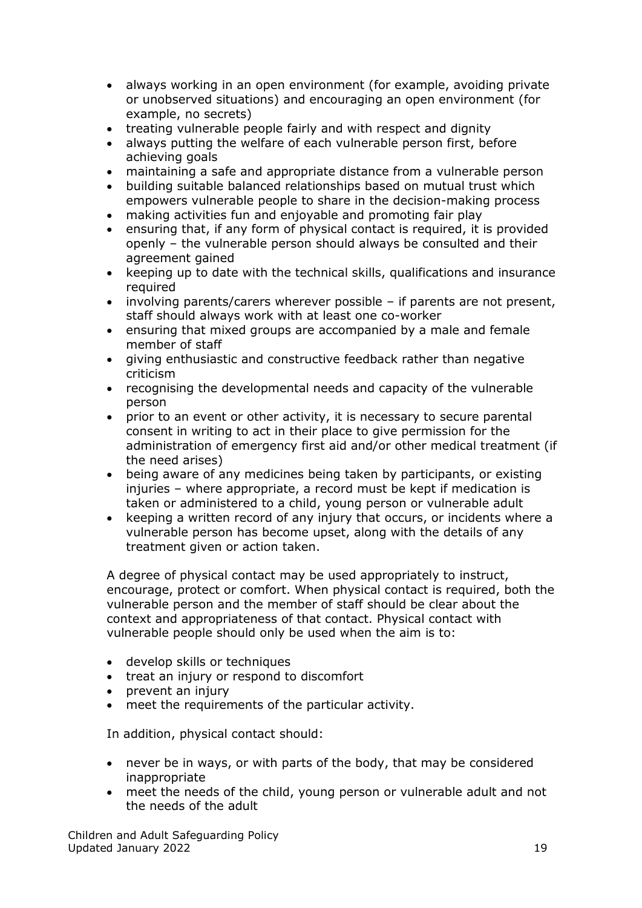- always working in an open environment (for example, avoiding private or unobserved situations) and encouraging an open environment (for example, no secrets)
- treating vulnerable people fairly and with respect and dignity
- always putting the welfare of each vulnerable person first, before achieving goals
- maintaining a safe and appropriate distance from a vulnerable person
- building suitable balanced relationships based on mutual trust which empowers vulnerable people to share in the decision-making process
- making activities fun and enjoyable and promoting fair play
- ensuring that, if any form of physical contact is required, it is provided openly – the vulnerable person should always be consulted and their agreement gained
- keeping up to date with the technical skills, qualifications and insurance required
- involving parents/carers wherever possible – if parents are not present, staff should always work with at least one co-worker
- ensuring that mixed groups are accompanied by a male and female member of staff
- giving enthusiastic and constructive feedback rather than negative criticism
- recognising the developmental needs and capacity of the vulnerable person
- prior to an event or other activity, it is necessary to secure parental consent in writing to act in their place to give permission for the administration of emergency first aid and/or other medical treatment (if the need arises)
- being aware of any medicines being taken by participants, or existing injuries – where appropriate, a record must be kept if medication is taken or administered to a child, young person or vulnerable adult
- keeping a written record of any injury that occurs, or incidents where a vulnerable person has become upset, along with the details of any treatment given or action taken.

A degree of physical contact may be used appropriately to instruct, encourage, protect or comfort. When physical contact is required, both the vulnerable person and the member of staff should be clear about the context and appropriateness of that contact. Physical contact with vulnerable people should only be used when the aim is to:

- develop skills or techniques
- treat an injury or respond to discomfort
- prevent an injury
- meet the requirements of the particular activity.

In addition, physical contact should:

- never be in ways, or with parts of the body, that may be considered inappropriate
- meet the needs of the child, young person or vulnerable adult and not the needs of the adult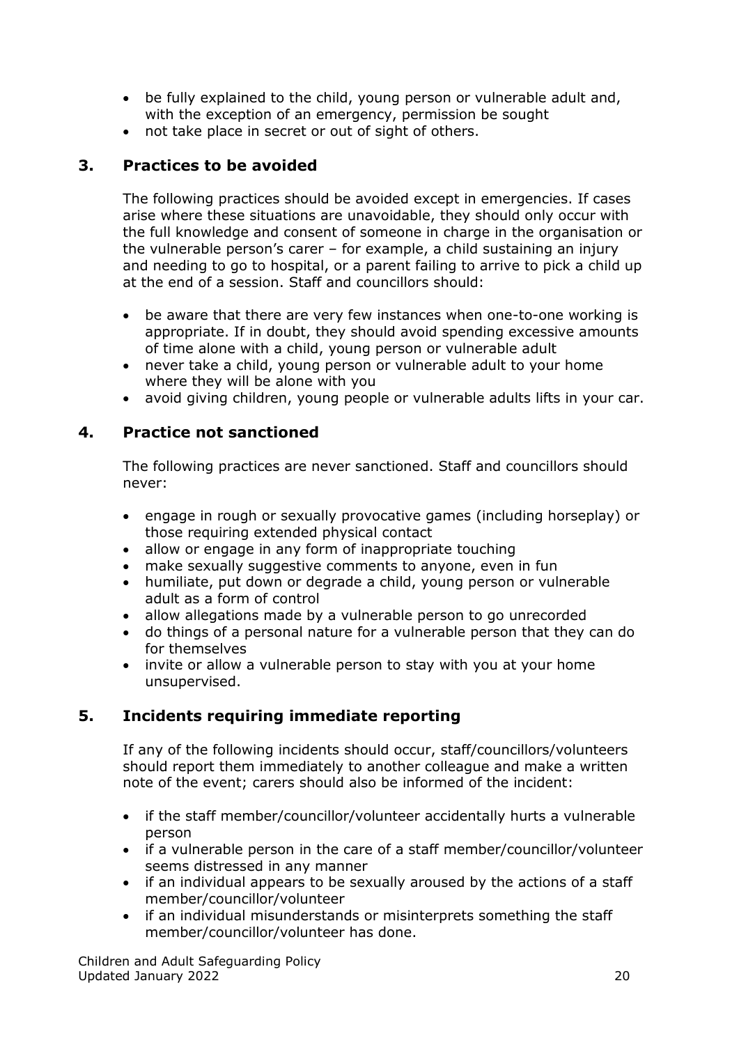- be fully explained to the child, young person or vulnerable adult and, with the exception of an emergency, permission be sought
- not take place in secret or out of sight of others.

## 3. Practices to be avoided

The following practices should be avoided except in emergencies. If cases arise where these situations are unavoidable, they should only occur with the full knowledge and consent of someone in charge in the organisation or the vulnerable person's carer – for example, a child sustaining an injury and needing to go to hospital, or a parent failing to arrive to pick a child up at the end of a session. Staff and councillors should:

- be aware that there are very few instances when one-to-one working is appropriate. If in doubt, they should avoid spending excessive amounts of time alone with a child, young person or vulnerable adult
- never take a child, young person or vulnerable adult to your home where they will be alone with you
- avoid giving children, young people or vulnerable adults lifts in your car.

## 4. Practice not sanctioned

The following practices are never sanctioned. Staff and councillors should never:

- engage in rough or sexually provocative games (including horseplay) or those requiring extended physical contact
- allow or engage in any form of inappropriate touching
- make sexually suggestive comments to anyone, even in fun
- humiliate, put down or degrade a child, young person or vulnerable adult as a form of control
- allow allegations made by a vulnerable person to go unrecorded
- do things of a personal nature for a vulnerable person that they can do for themselves
- invite or allow a vulnerable person to stay with you at your home unsupervised.

## 5. Incidents requiring immediate reporting

If any of the following incidents should occur, staff/councillors/volunteers should report them immediately to another colleague and make a written note of the event; carers should also be informed of the incident:

- if the staff member/councillor/volunteer accidentally hurts a vulnerable person
- if a vulnerable person in the care of a staff member/councillor/volunteer seems distressed in any manner
- if an individual appears to be sexually aroused by the actions of a staff member/councillor/volunteer
- if an individual misunderstands or misinterprets something the staff member/councillor/volunteer has done.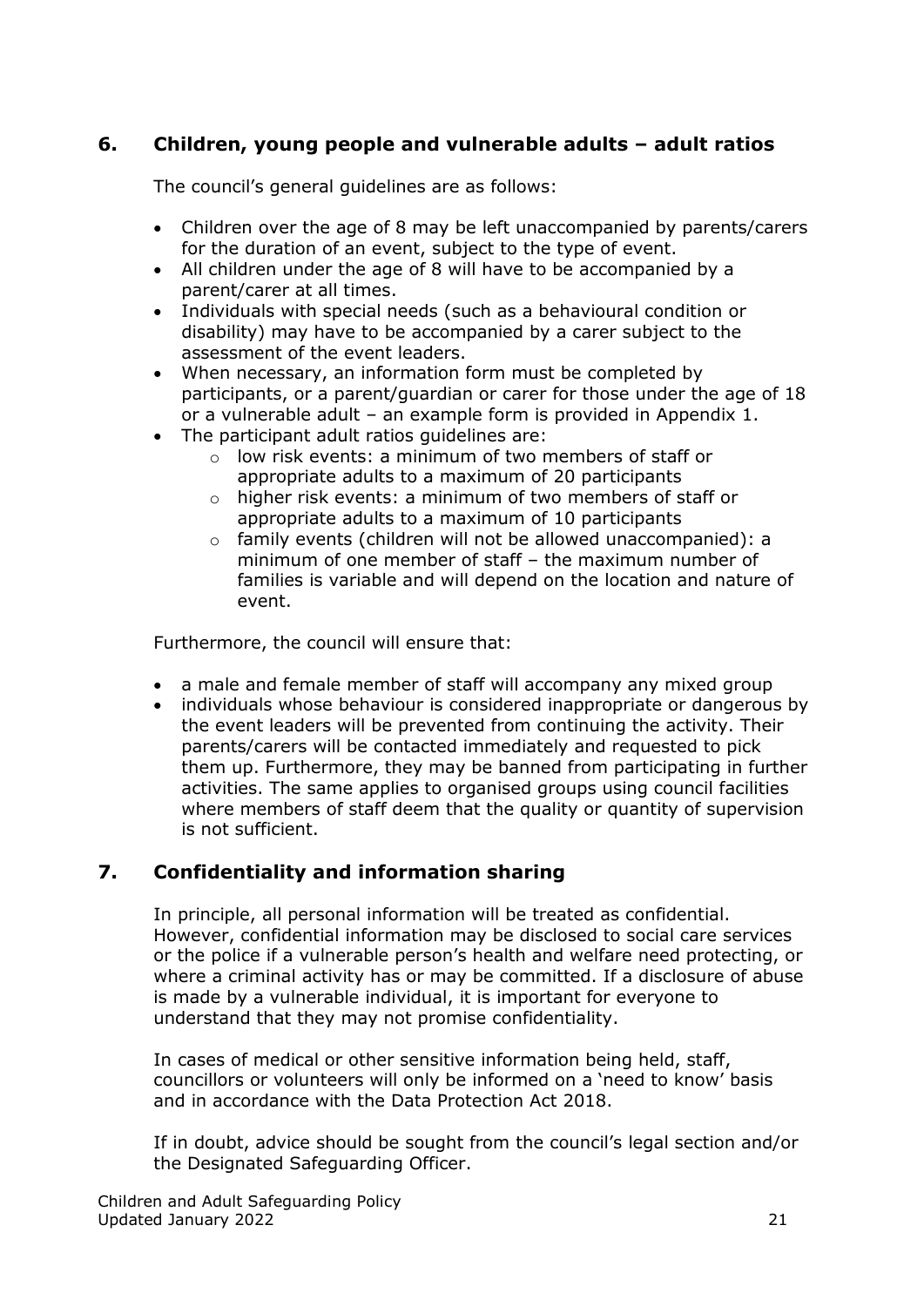## 6. Children, young people and vulnerable adults – adult ratios

The council's general guidelines are as follows:

- Children over the age of 8 may be left unaccompanied by parents/carers for the duration of an event, subject to the type of event.
- All children under the age of 8 will have to be accompanied by a parent/carer at all times.
- Individuals with special needs (such as a behavioural condition or disability) may have to be accompanied by a carer subject to the assessment of the event leaders.
- When necessary, an information form must be completed by participants, or a parent/guardian or carer for those under the age of 18 or a vulnerable adult – an example form is provided in Appendix 1.
- The participant adult ratios guidelines are:
  - low risk events: a minimum of two members of staff or appropriate adults to a maximum of 20 participants
  - higher risk events: a minimum of two members of staff or appropriate adults to a maximum of 10 participants
  - family events (children will not be allowed unaccompanied): a minimum of one member of staff – the maximum number of families is variable and will depend on the location and nature of event.

Furthermore, the council will ensure that:

- a male and female member of staff will accompany any mixed group
- individuals whose behaviour is considered inappropriate or dangerous by the event leaders will be prevented from continuing the activity. Their parents/carers will be contacted immediately and requested to pick them up. Furthermore, they may be banned from participating in further activities. The same applies to organised groups using council facilities where members of staff deem that the quality or quantity of supervision is not sufficient.

## 7. Confidentiality and information sharing

In principle, all personal information will be treated as confidential. However, confidential information may be disclosed to social care services or the police if a vulnerable person's health and welfare need protecting, or where a criminal activity has or may be committed. If a disclosure of abuse is made by a vulnerable individual, it is important for everyone to understand that they may not promise confidentiality.

In cases of medical or other sensitive information being held, staff, councillors or volunteers will only be informed on a 'need to know' basis and in accordance with the Data Protection Act 2018.

If in doubt, advice should be sought from the council's legal section and/or the Designated Safeguarding Officer.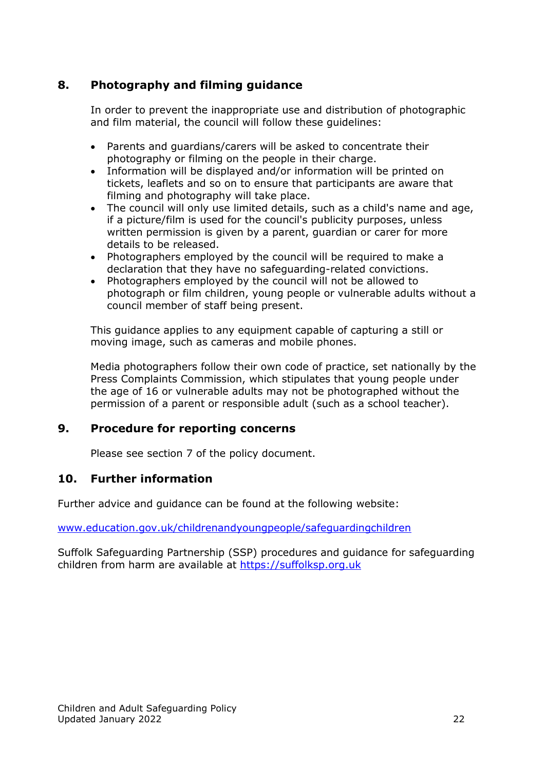## 8. Photography and filming guidance

In order to prevent the inappropriate use and distribution of photographic and film material, the council will follow these guidelines:

- Parents and guardians/carers will be asked to concentrate their photography or filming on the people in their charge.
- Information will be displayed and/or information will be printed on tickets, leaflets and so on to ensure that participants are aware that filming and photography will take place.
- The council will only use limited details, such as a child's name and age, if a picture/film is used for the council's publicity purposes, unless written permission is given by a parent, guardian or carer for more details to be released.
- Photographers employed by the council will be required to make a declaration that they have no safeguarding-related convictions.
- Photographers employed by the council will not be allowed to photograph or film children, young people or vulnerable adults without a council member of staff being present.

This guidance applies to any equipment capable of capturing a still or moving image, such as cameras and mobile phones.

Media photographers follow their own code of practice, set nationally by the Press Complaints Commission, which stipulates that young people under the age of 16 or vulnerable adults may not be photographed without the permission of a parent or responsible adult (such as a school teacher).

## 9. Procedure for reporting concerns

Please see section 7 of the policy document.

## 10. Further information

Further advice and guidance can be found at the following website:

www.education.gov.uk/childrenandyoungpeople/safeguardingchildren

Suffolk Safeguarding Partnership (SSP) procedures and guidance for safeguarding children from harm are available at https://suffolksp.org.uk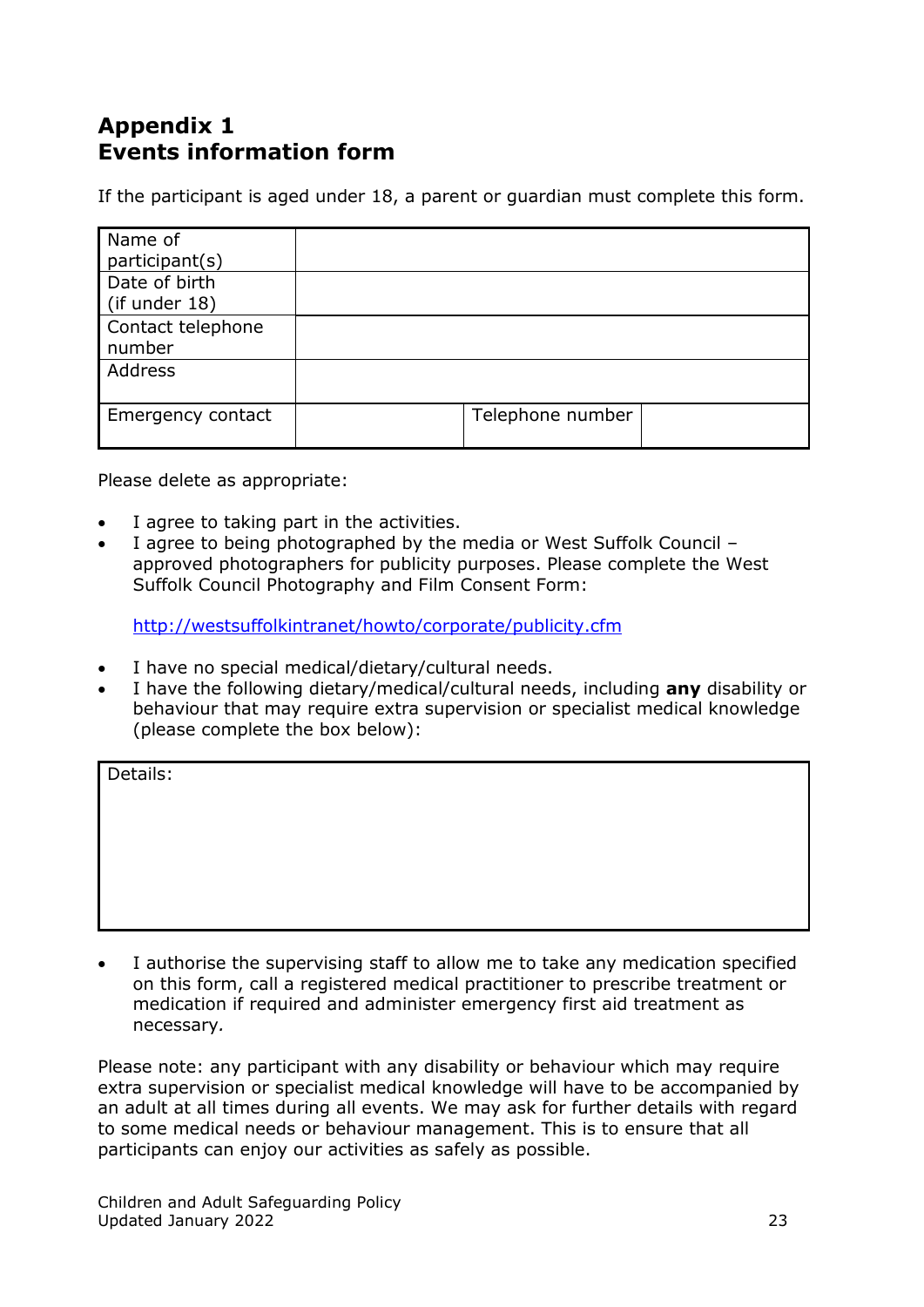# Appendix 1
# Events information form

If the participant is aged under 18, a parent or guardian must complete this form.

| | | | |
|---|---|---|---|
| Name of participant(s) | | | |
| Date of birth (if under 18) | | | |
| Contact telephone number | | | |
| Address | | | |
| Emergency contact | | Telephone number | |

Please delete as appropriate:

- I agree to taking part in the activities.
- I agree to being photographed by the media or West Suffolk Council – approved photographers for publicity purposes. Please complete the West Suffolk Council Photography and Film Consent Form:

  http://westsuffolkintranet/howto/corporate/publicity.cfm

- I have no special medical/dietary/cultural needs.
- I have the following dietary/medical/cultural needs, including **any** disability or behaviour that may require extra supervision or specialist medical knowledge (please complete the box below):

| |
|---|
| Details: |

- I authorise the supervising staff to allow me to take any medication specified on this form, call a registered medical practitioner to prescribe treatment or medication if required and administer emergency first aid treatment as necessary.

Please note: any participant with any disability or behaviour which may require extra supervision or specialist medical knowledge will have to be accompanied by an adult at all times during all events. We may ask for further details with regard to some medical needs or behaviour management. This is to ensure that all participants can enjoy our activities as safely as possible.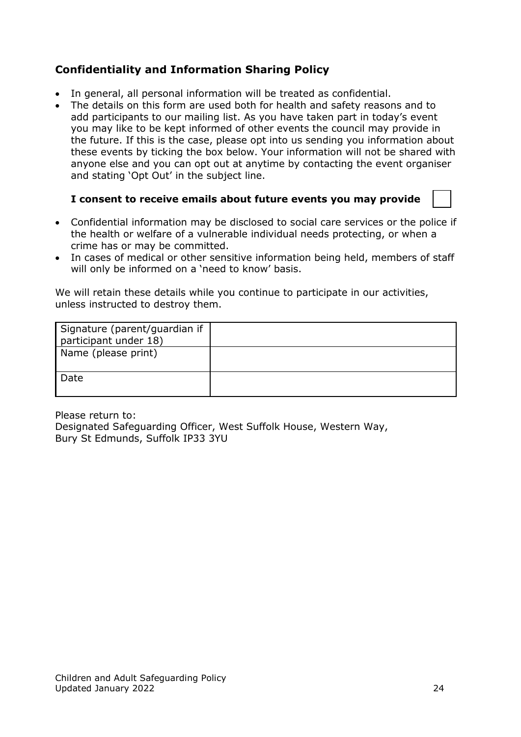## Confidentiality and Information Sharing Policy

- In general, all personal information will be treated as confidential.
- The details on this form are used both for health and safety reasons and to add participants to our mailing list. As you have taken part in today's event you may like to be kept informed of other events the council may provide in the future. If this is the case, please opt into us sending you information about these events by ticking the box below. Your information will not be shared with anyone else and you can opt out at anytime by contacting the event organiser and stating 'Opt Out' in the subject line.

  **I consent to receive emails about future events you may provide** ☐

- Confidential information may be disclosed to social care services or the police if the health or welfare of a vulnerable individual needs protecting, or when a crime has or may be committed.
- In cases of medical or other sensitive information being held, members of staff will only be informed on a 'need to know' basis.

We will retain these details while you continue to participate in our activities, unless instructed to destroy them.

| | |
|---|---|
| Signature (parent/guardian if participant under 18) | |
| Name (please print) | |
| Date | |

Please return to:
Designated Safeguarding Officer, West Suffolk House, Western Way, Bury St Edmunds, Suffolk IP33 3YU